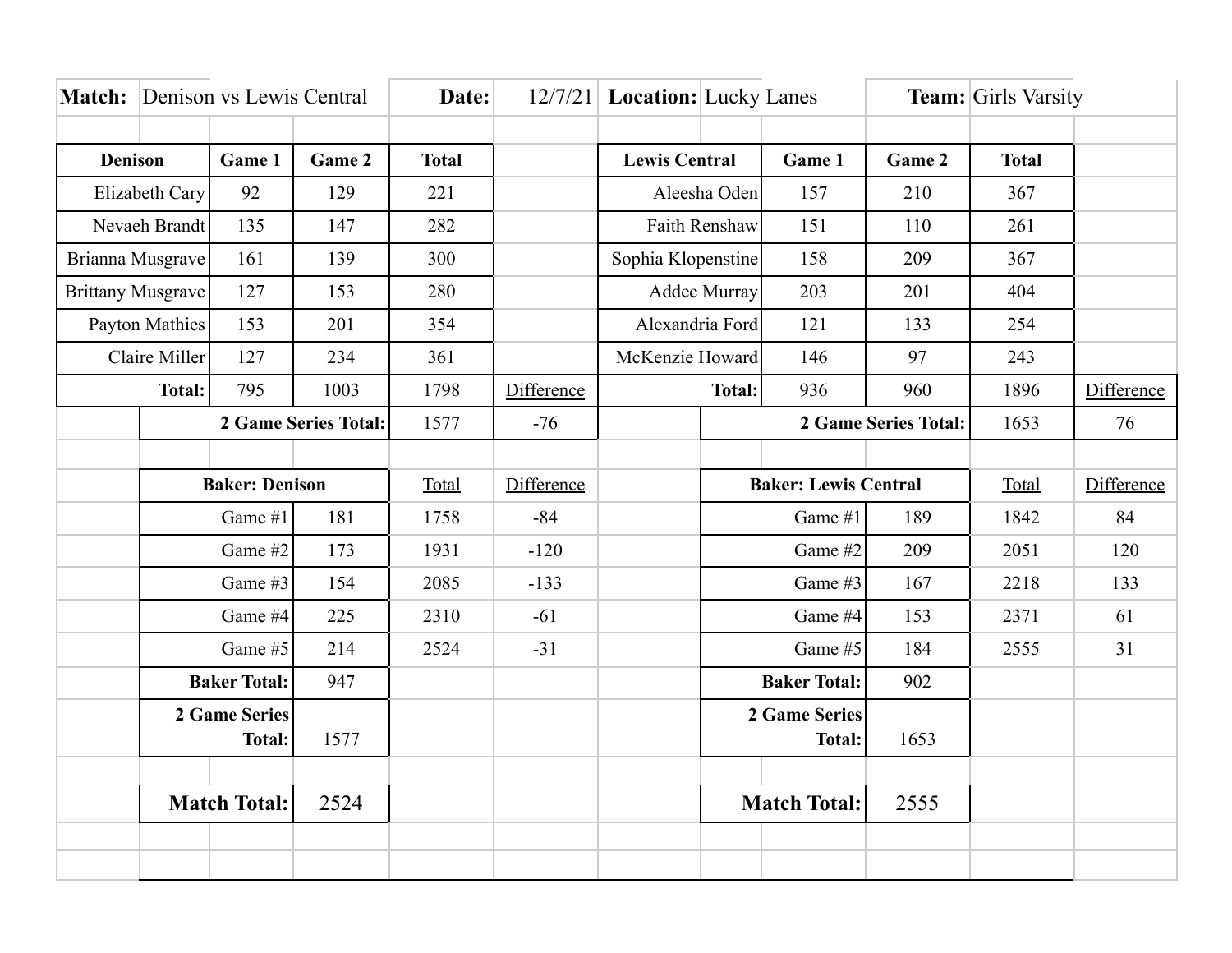**Match:** Denison vs Lewis Central **Date:** 12/7/21 **Location:** Lucky Lanes **Team:** Girls Varsity

| Denison | Game 1 | Game 2 | Total | |
|---|---|---|---|---|
| Elizabeth Cary | 92 | 129 | 221 | |
| Nevaeh Brandt | 135 | 147 | 282 | |
| Brianna Musgrave | 161 | 139 | 300 | |
| Brittany Musgrave | 127 | 153 | 280 | |
| Payton Mathies | 153 | 201 | 354 | |
| Claire Miller | 127 | 234 | 361 | |
| **Total:** | 795 | 1003 | 1798 | Difference |
| **2 Game Series Total:** | | | 1577 | -76 |

| Lewis Central | Game 1 | Game 2 | Total | |
|---|---|---|---|---|
| Aleesha Oden | 157 | 210 | 367 | |
| Faith Renshaw | 151 | 110 | 261 | |
| Sophia Klopenstine | 158 | 209 | 367 | |
| Addee Murray | 203 | 201 | 404 | |
| Alexandria Ford | 121 | 133 | 254 | |
| McKenzie Howard | 146 | 97 | 243 | |
| **Total:** | 936 | 960 | 1896 | Difference |
| **2 Game Series Total:** | | | 1653 | 76 |

| Baker: Denison | | Total | Difference |
|---|---|---|---|
| Game #1 | 181 | 1758 | -84 |
| Game #2 | 173 | 1931 | -120 |
| Game #3 | 154 | 2085 | -133 |
| Game #4 | 225 | 2310 | -61 |
| Game #5 | 214 | 2524 | -31 |
| **Baker Total:** | 947 | | |
| **2 Game Series Total:** | 1577 | | |
| **Match Total:** | 2524 | | |

| Baker: Lewis Central | | Total | Difference |
|---|---|---|---|
| Game #1 | 189 | 1842 | 84 |
| Game #2 | 209 | 2051 | 120 |
| Game #3 | 167 | 2218 | 133 |
| Game #4 | 153 | 2371 | 61 |
| Game #5 | 184 | 2555 | 31 |
| **Baker Total:** | 902 | | |
| **2 Game Series Total:** | 1653 | | |
| **Match Total:** | 2555 | | |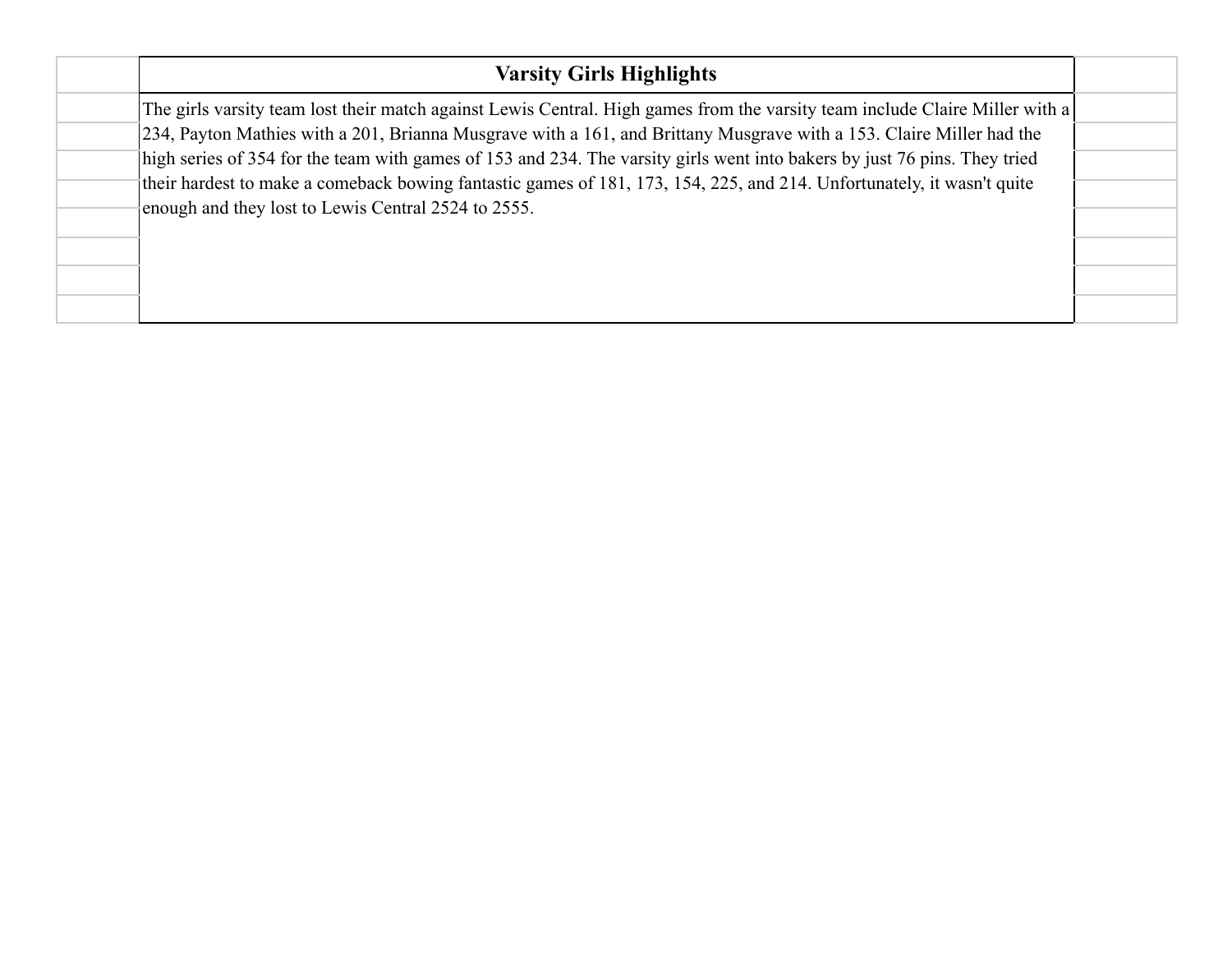## Varsity Girls Highlights

The girls varsity team lost their match against Lewis Central. High games from the varsity team include Claire Miller with a 234, Payton Mathies with a 201, Brianna Musgrave with a 161, and Brittany Musgrave with a 153. Claire Miller had the high series of 354 for the team with games of 153 and 234. The varsity girls went into bakers by just 76 pins. They tried their hardest to make a comeback bowing fantastic games of 181, 173, 154, 225, and 214. Unfortunately, it wasn't quite enough and they lost to Lewis Central 2524 to 2555.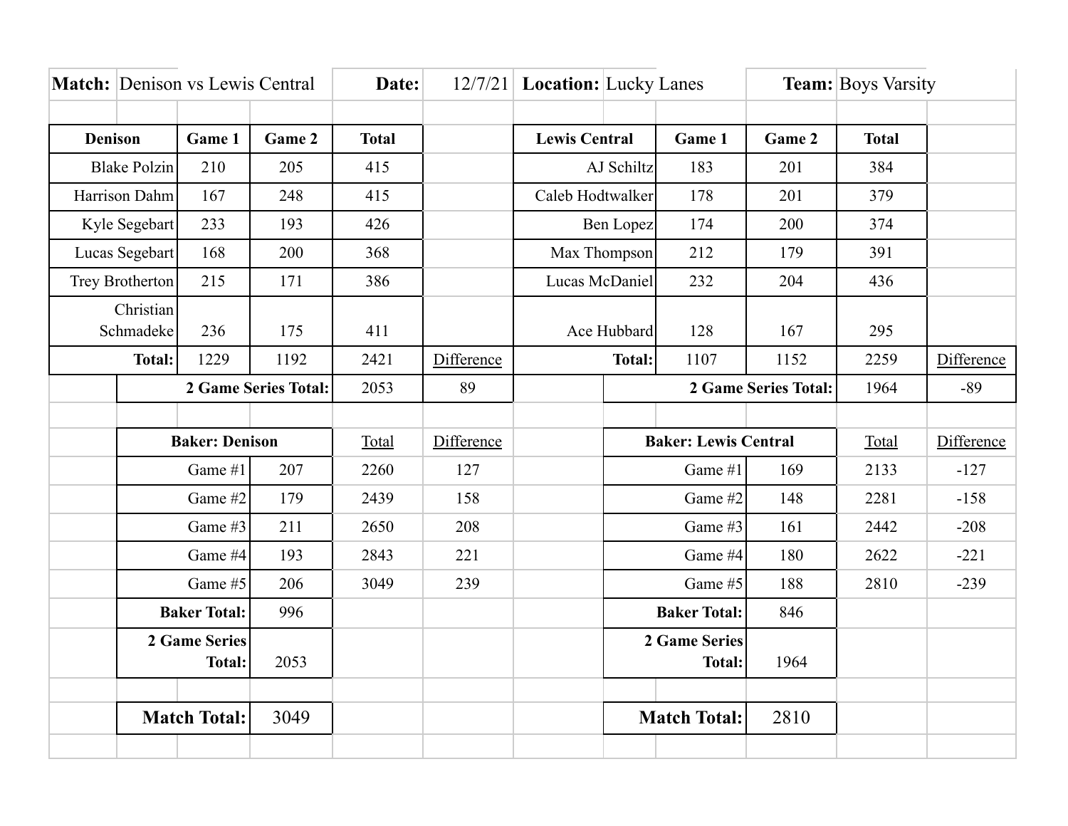**Match:** Denison vs Lewis Central | **Date:** 12/7/21 | **Location:** Lucky Lanes | **Team:** Boys Varsity

| Denison | Game 1 | Game 2 | Total | |
|---|---|---|---|---|
| Blake Polzin | 210 | 205 | 415 | |
| Harrison Dahm | 167 | 248 | 415 | |
| Kyle Segebart | 233 | 193 | 426 | |
| Lucas Segebart | 168 | 200 | 368 | |
| Trey Brotherton | 215 | 171 | 386 | |
| Christian Schmadeke | 236 | 175 | 411 | |
| **Total:** | 1229 | 1192 | 2421 | Difference |
| **2 Game Series Total:** | | | 2053 | 89 |

| Lewis Central | Game 1 | Game 2 | Total | |
|---|---|---|---|---|
| AJ Schiltz | 183 | 201 | 384 | |
| Caleb Hodtwalker | 178 | 201 | 379 | |
| Ben Lopez | 174 | 200 | 374 | |
| Max Thompson | 212 | 179 | 391 | |
| Lucas McDaniel | 232 | 204 | 436 | |
| Ace Hubbard | 128 | 167 | 295 | |
| **Total:** | 1107 | 1152 | 2259 | Difference |
| **2 Game Series Total:** | | | 1964 | -89 |

| **Baker: Denison** | | Total | Difference |
|---|---|---|---|
| Game #1 | 207 | 2260 | 127 |
| Game #2 | 179 | 2439 | 158 |
| Game #3 | 211 | 2650 | 208 |
| Game #4 | 193 | 2843 | 221 |
| Game #5 | 206 | 3049 | 239 |
| **Baker Total:** | 996 | | |
| **2 Game Series Total:** | 2053 | | |

| **Baker: Lewis Central** | | Total | Difference |
|---|---|---|---|
| Game #1 | 169 | 2133 | -127 |
| Game #2 | 148 | 2281 | -158 |
| Game #3 | 161 | 2442 | -208 |
| Game #4 | 180 | 2622 | -221 |
| Game #5 | 188 | 2810 | -239 |
| **Baker Total:** | 846 | | |
| **2 Game Series Total:** | 1964 | | |

**Match Total:** 3049

**Match Total:** 2810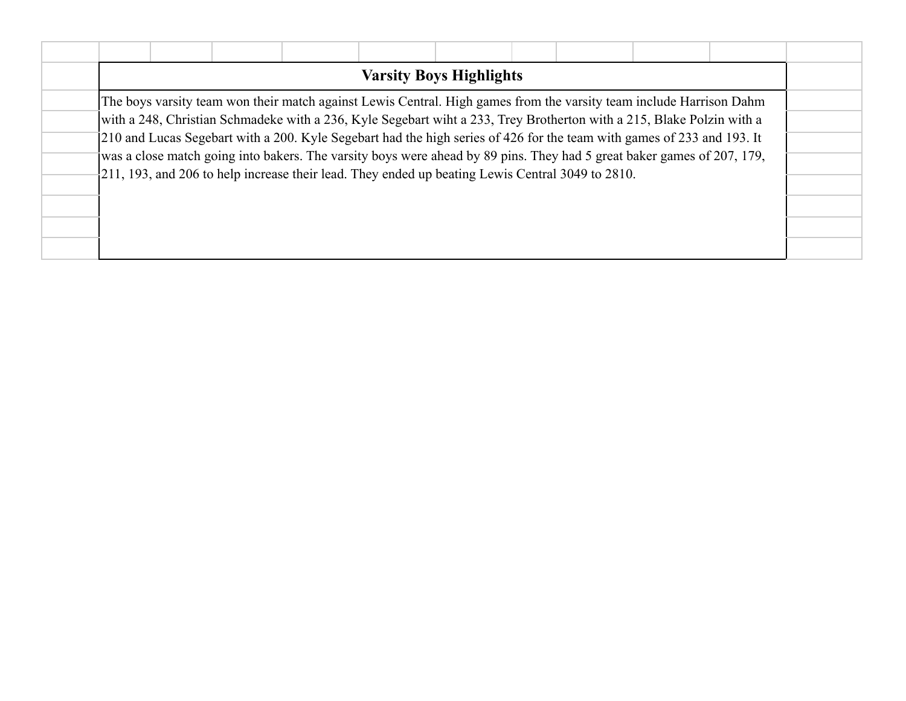## Varsity Boys Highlights

The boys varsity team won their match against Lewis Central. High games from the varsity team include Harrison Dahm with a 248, Christian Schmadeke with a 236, Kyle Segebart wiht a 233, Trey Brotherton with a 215, Blake Polzin with a 210 and Lucas Segebart with a 200. Kyle Segebart had the high series of 426 for the team with games of 233 and 193. It was a close match going into bakers. The varsity boys were ahead by 89 pins. They had 5 great baker games of 207, 179, 211, 193, and 206 to help increase their lead. They ended up beating Lewis Central 3049 to 2810.